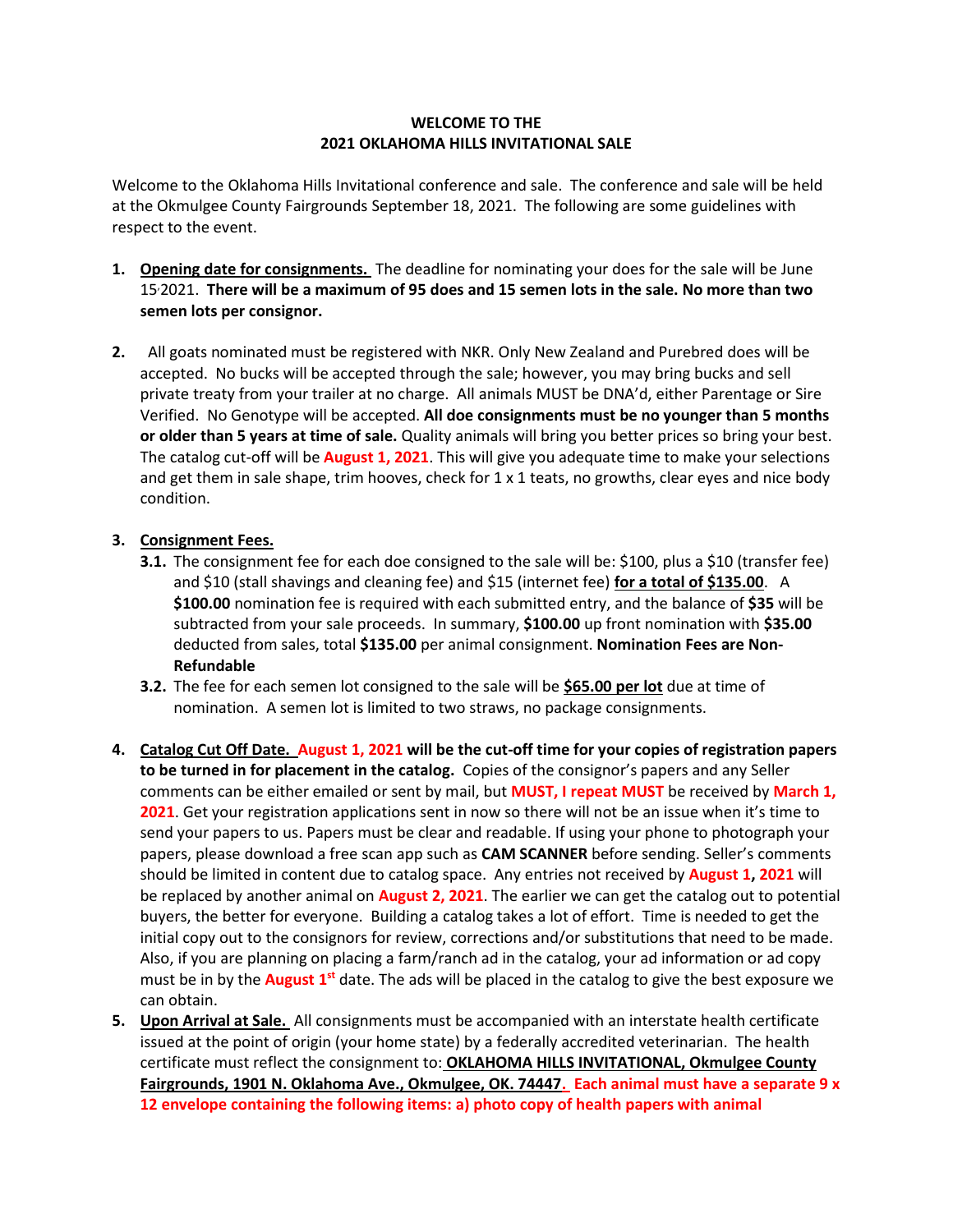**WELCOME TO THE**
**2021 OKLAHOMA HILLS INVITATIONAL SALE**

Welcome to the Oklahoma Hills Invitational conference and sale. The conference and sale will be held at the Okmulgee County Fairgrounds September 18, 2021. The following are some guidelines with respect to the event.

1. **Opening date for consignments.** The deadline for nominating your does for the sale will be June 15, 2021. **There will be a maximum of 95 does and 15 semen lots in the sale. No more than two semen lots per consignor.**

2. All goats nominated must be registered with NKR. Only New Zealand and Purebred does will be accepted. No bucks will be accepted through the sale; however, you may bring bucks and sell private treaty from your trailer at no charge. All animals MUST be DNA'd, either Parentage or Sire Verified. No Genotype will be accepted. **All doe consignments must be no younger than 5 months or older than 5 years at time of sale.** Quality animals will bring you better prices so bring your best. The catalog cut-off will be **August 1, 2021**. This will give you adequate time to make your selections and get them in sale shape, trim hooves, check for 1 x 1 teats, no growths, clear eyes and nice body condition.

3. **Consignment Fees.**
   - **3.1.** The consignment fee for each doe consigned to the sale will be: $100, plus a $10 (transfer fee) and $10 (stall shavings and cleaning fee) and $15 (internet fee) **for a total of $135.00**. A **$100.00** nomination fee is required with each submitted entry, and the balance of **$35** will be subtracted from your sale proceeds. In summary, **$100.00** up front nomination with **$35.00** deducted from sales, total **$135.00** per animal consignment. **Nomination Fees are Non-Refundable**
   - **3.2.** The fee for each semen lot consigned to the sale will be **$65.00 per lot** due at time of nomination. A semen lot is limited to two straws, no package consignments.

4. **Catalog Cut Off Date. August 1, 2021 will be the cut-off time for your copies of registration papers to be turned in for placement in the catalog.** Copies of the consignor's papers and any Seller comments can be either emailed or sent by mail, but **MUST, I repeat MUST** be received by **March 1, 2021**. Get your registration applications sent in now so there will not be an issue when it's time to send your papers to us. Papers must be clear and readable. If using your phone to photograph your papers, please download a free scan app such as **CAM SCANNER** before sending. Seller's comments should be limited in content due to catalog space. Any entries not received by **August 1, 2021** will be replaced by another animal on **August 2, 2021**. The earlier we can get the catalog out to potential buyers, the better for everyone. Building a catalog takes a lot of effort. Time is needed to get the initial copy out to the consignors for review, corrections and/or substitutions that need to be made. Also, if you are planning on placing a farm/ranch ad in the catalog, your ad information or ad copy must be in by the **August 1st** date. The ads will be placed in the catalog to give the best exposure we can obtain.

5. **Upon Arrival at Sale.** All consignments must be accompanied with an interstate health certificate issued at the point of origin (your home state) by a federally accredited veterinarian. The health certificate must reflect the consignment to: **OKLAHOMA HILLS INVITATIONAL, Okmulgee County Fairgrounds, 1901 N. Oklahoma Ave., Okmulgee, OK. 74447. Each animal must have a separate 9 x 12 envelope containing the following items: a) photo copy of health papers with animal**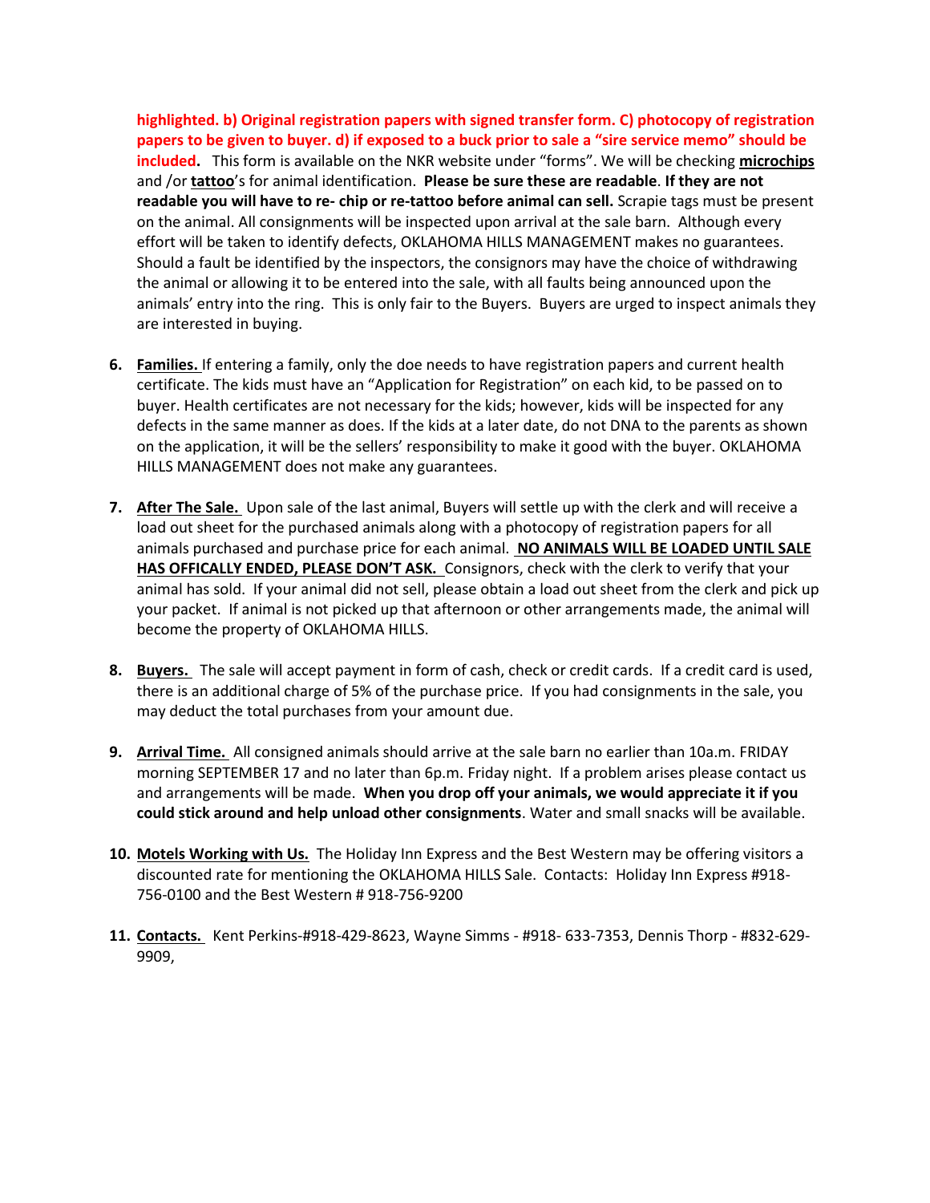**highlighted. b) Original registration papers with signed transfer form. C) photocopy of registration papers to be given to buyer. d) if exposed to a buck prior to sale a "sire service memo" should be included.** This form is available on the NKR website under "forms". We will be checking **microchips** and /or **tattoo**'s for animal identification. **Please be sure these are readable**. **If they are not readable you will have to re- chip or re-tattoo before animal can sell.** Scrapie tags must be present on the animal. All consignments will be inspected upon arrival at the sale barn. Although every effort will be taken to identify defects, OKLAHOMA HILLS MANAGEMENT makes no guarantees. Should a fault be identified by the inspectors, the consignors may have the choice of withdrawing the animal or allowing it to be entered into the sale, with all faults being announced upon the animals' entry into the ring. This is only fair to the Buyers. Buyers are urged to inspect animals they are interested in buying.

6. **Families.** If entering a family, only the doe needs to have registration papers and current health certificate. The kids must have an "Application for Registration" on each kid, to be passed on to buyer. Health certificates are not necessary for the kids; however, kids will be inspected for any defects in the same manner as does. If the kids at a later date, do not DNA to the parents as shown on the application, it will be the sellers' responsibility to make it good with the buyer. OKLAHOMA HILLS MANAGEMENT does not make any guarantees.

7. **After The Sale.** Upon sale of the last animal, Buyers will settle up with the clerk and will receive a load out sheet for the purchased animals along with a photocopy of registration papers for all animals purchased and purchase price for each animal. **NO ANIMALS WILL BE LOADED UNTIL SALE HAS OFFICALLY ENDED, PLEASE DON'T ASK.** Consignors, check with the clerk to verify that your animal has sold. If your animal did not sell, please obtain a load out sheet from the clerk and pick up your packet. If animal is not picked up that afternoon or other arrangements made, the animal will become the property of OKLAHOMA HILLS.

8. **Buyers.** The sale will accept payment in form of cash, check or credit cards. If a credit card is used, there is an additional charge of 5% of the purchase price. If you had consignments in the sale, you may deduct the total purchases from your amount due.

9. **Arrival Time.** All consigned animals should arrive at the sale barn no earlier than 10a.m. FRIDAY morning SEPTEMBER 17 and no later than 6p.m. Friday night. If a problem arises please contact us and arrangements will be made. **When you drop off your animals, we would appreciate it if you could stick around and help unload other consignments**. Water and small snacks will be available.

10. **Motels Working with Us.** The Holiday Inn Express and the Best Western may be offering visitors a discounted rate for mentioning the OKLAHOMA HILLS Sale. Contacts: Holiday Inn Express #918-756-0100 and the Best Western # 918-756-9200

11. **Contacts.** Kent Perkins-#918-429-8623, Wayne Simms - #918- 633-7353, Dennis Thorp - #832-629-9909,